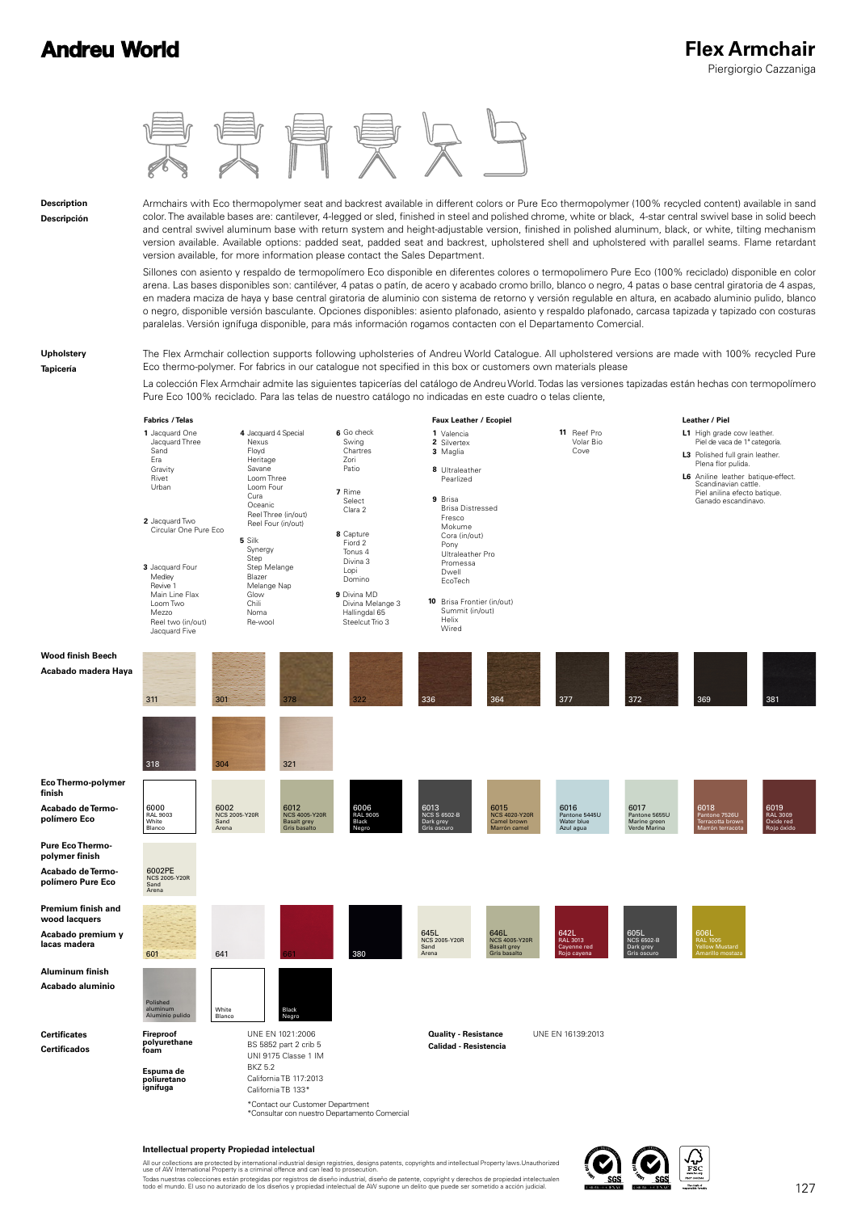# Andreu World

## Flex Armchair

Piergiorgio Cazzaniga

**Description**
**Descripción**

Armchairs with Eco thermopolymer seat and backrest available in different colors or Pure Eco thermopolymer (100% recycled content) available in sand color. The available bases are: cantilever, 4-legged or sled, finished in steel and polished chrome, white or black, 4-star central swivel base in solid beech and central swivel aluminum base with return system and height-adjustable version, finished in polished aluminum, black, or white, tilting mechanism version available. Available options: padded seat, padded seat and backrest, upholstered shell and upholstered with parallel seams. Flame retardant version available, for more information please contact the Sales Department.

Sillones con asiento y respaldo de termopolímero Eco disponible en diferentes colores o termopolimero Pure Eco (100% reciclado) disponible en color arena. Las bases disponibles son: cantiléver, 4 patas o patín, de acero y acabado cromo brillo, blanco o negro, 4 patas o base central giratoria de 4 aspas, en madera maciza de haya y base central giratoria de aluminio con sistema de retorno y versión regulable en altura, en acabado aluminio pulido, blanco o negro, disponible versión basculante. Opciones disponibles: asiento plafonado, asiento y respaldo plafonado, carcasa tapizada y tapizado con costuras paralelas. Versión ignífuga disponible, para más información rogamos contacten con el Departamento Comercial.

**Upholstery**
**Tapicería**

The Flex Armchair collection supports following upholsteries of Andreu World Catalogue. All upholstered versions are made with 100% recycled Pure Eco thermo-polymer. For fabrics in our catalogue not specified in this box or customers own materials please

La colección Flex Armchair admite las siguientes tapicerías del catálogo de Andreu World. Todas las versiones tapizadas están hechas con termopolímero Pure Eco 100% reciclado. Para las telas de nuestro catálogo no indicadas en este cuadro o telas cliente,

**Fabrics / Telas**

- **1** Jacquard One, Jacquard Three, Sand, Era, Gravity, Rivet, Urban
- **2** Jacquard Two, Circular One Pure Eco
- **3** Jacquard Four, Medley, Revive 1, Main Line Flax, Loom Two, Mezzo, Reel two (in/out), Jacquard Five
- **4** Jacquard 4 Special, Nexus, Floyd, Heritage, Savane, Loom Three, Loom Four, Cura, Oceanic, Reel Three (in/out), Reel Four (in/out)
- **5** Silk, Synergy, Step, Step Melange, Blazer, Melange Nap, Glow, Chili, Noma, Re-wool
- **6** Go check, Swing, Chartres, Zori, Patio
- **7** Rime, Select, Clara 2
- **8** Capture, Fiord 2, Tonus 4, Divina 3, Lopi, Domino
- **9** Divina MD, Divina Melange 3, Hallingdal 65, Steelcut Trio 3

**Faux Leather / Ecopiel**

- **1** Valencia
- **2** Silvertex
- **3** Maglia
- **8** Ultraleather, Pearlized
- **9** Brisa, Brisa Distressed, Fresco, Mokume, Cora (in/out), Pony, Ultraleather Pro, Promessa, Dwell, EcoTech
- **10** Brisa Frontier (in/out), Summit (in/out), Helix, Wired
- **11** Reef Pro, Volar Bio, Cove

**Leather / Piel**

- **L1** High grade cow leather. Piel de vaca de 1ª categoría.
- **L3** Polished full grain leather. Plena flor pulida.
- **L6** Aniline leather batique-effect. Scandinavian cattle. Piel anilina efecto batique. Ganado escandinavo.

**Wood finish Beech**
**Acabado madera Haya**

311, 301, 378, 322, 336, 364, 377, 372, 369, 381, 318, 304, 321

**Eco Thermo-polymer finish**
**Acabado de Termo-polímero Eco**

| Code | Reference | Color |
|---|---|---|
| 6000 | RAL 9003 | White / Blanco |
| 6002 | NCS 2005-Y20R | Sand / Arena |
| 6012 | NCS 4005-Y20R | Basalt grey / Gris basalto |
| 6006 | RAL 9005 | Black / Negro |
| 6013 | NCS S 6502-B | Dark grey / Gris oscuro |
| 6015 | NCS 4020-Y20R | Camel brown / Marrón camel |
| 6016 | Pantone 5445U | Water blue / Azul agua |
| 6017 | Pantone 5655U | Marine green / Verde Marina |
| 6018 | Pantone 7526U | Terracotta brown / Marrón terracota |
| 6019 | RAL 3009 | Oxide red / Rojo óxido |

**Pure Eco Thermo-polymer finish**
**Acabado de Termo-polímero Pure Eco**

| Code | Reference | Color |
|---|---|---|
| 6002PE | NCS 2005-Y20R | Sand / Arena |

**Premium finish and wood lacquers**
**Acabado premium y lacas madera**

601, 641, 661, 380

| Code | Reference | Color |
|---|---|---|
| 645L | NCS 2005-Y20R | Sand / Arena |
| 646L | NCS 4005-Y20R | Basalt grey / Gris basalto |
| 642L | RAL 3013 | Cayenne red / Rojo cayena |
| 605L | NCS 6502-B | Dark grey / Gris oscuro |
| 606L | RAL 1005 | Yellow Mustard / Amarillo mostaza |

**Aluminum finish**
**Acabado aluminio**

Polished aluminum / Aluminio pulido; White / Blanco; Black / Negro

**Certificates**
**Certificados**

**Fireproof polyurethane foam**
**Espuma de poliuretano ignífuga**

UNE EN 1021:2006
BS 5852 part 2 crib 5
UNI 9175 Classe 1 IM
BKZ 5.2
California TB 117:2013
California TB 133*

*Contact our Customer Department
*Consultar con nuestro Departamento Comercial

**Quality - Resistance**
**Calidad - Resistencia**

UNE EN 16139:2013

**Intellectual property Propiedad intelectual**

All our collections are protected by international industrial design registries, designs patents, copyrights and intellectual Property laws. Unauthorized use of AW International Property is a criminal offence and can lead to prosecution.

Todas nuestras colecciones están protegidas por registros de diseño industrial, diseño de patente, copyright y derechos de propiedad intelectual en todo el mundo. El uso no autorizado de los diseños y propiedad intelectual de AW supone un delito que puede ser sometido a acción judicial.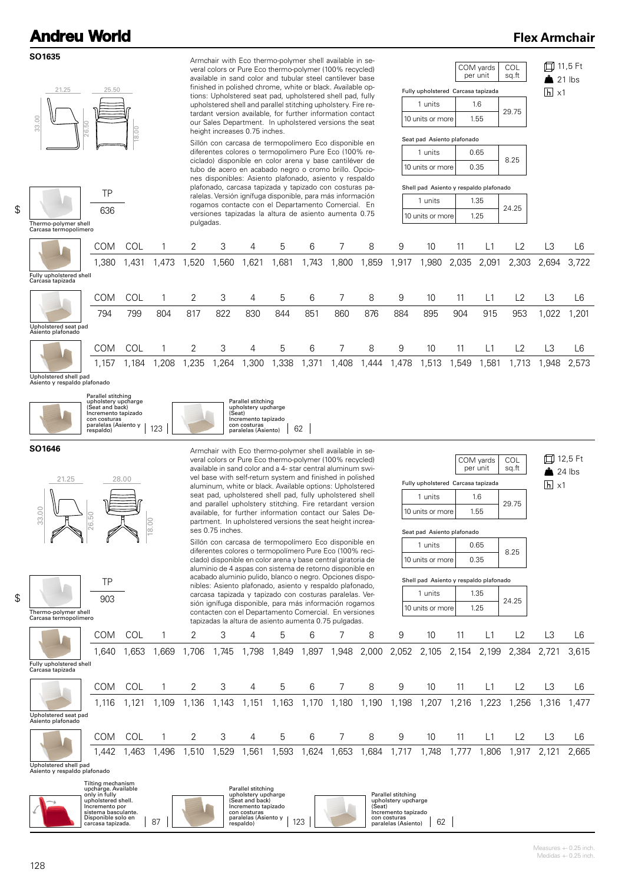# Andreu World

## Flex Armchair

### SO1635

21.25 | 25.50 | 33.00 | 26.50 | 18.00

Armchair with Eco thermo-polymer shell available in several colors or Pure Eco thermo-polymer (100% recycled) available in sand color and tubular steel cantilever base finished in polished chrome, white or black. Available options: Upholstered seat pad, upholstered shell pad, fully upholstered shell and parallel stitching upholstery. Fire retardant version available, for further information contact our Sales Department. In upholstered versions the seat height increases 0.75 inches.

Sillón con carcasa de termopolímero Eco disponible en diferentes colores o termopolímero Pure Eco (100% reciclado) disponible en color arena y base cantiléver de tubo de acero en acabado negro o cromo brillo. Opciones disponibles: Asiento plafonado, asiento y respaldo plafonado, carcasa tapizada y tapizado con costuras paralelas. Versión ignífuga disponible, para más información rogamos contacte con el Departamento Comercial. En versiones tapizadas la altura de asiento aumenta 0.75 pulgadas.

| | COM yards per unit | COL sq.ft |
|---|---|---|
| **Fully upholstered Carcasa tapizada** | | |
| 1 units | 1.6 | 29.75 |
| 10 units or more | 1.55 | |
| **Seat pad Asiento plafonado** | | |
| 1 units | 0.65 | 8.25 |
| 10 units or more | 0.35 | |
| **Shell pad Asiento y respaldo plafonado** | | |
| 1 units | 1.35 | 24.25 |
| 10 units or more | 1.25 | |

11,5 Ft · 21 lbs · x1

$

| Thermo-polymer shell / Carcasa termopolímero | TP |
|---|---|
| | 636 |

| | COM | COL | 1 | 2 | 3 | 4 | 5 | 6 | 7 | 8 | 9 | 10 | 11 | L1 | L2 | L3 | L6 |
|---|---|---|---|---|---|---|---|---|---|---|---|---|---|---|---|---|---|
| Fully upholstered shell / Carcasa tapizada | 1,380 | 1,431 | 1,473 | 1,520 | 1,560 | 1,621 | 1,681 | 1,743 | 1,800 | 1,859 | 1,917 | 1,980 | 2,035 | 2,091 | 2,303 | 2,694 | 3,722 |
| Upholstered seat pad / Asiento plafonado | 794 | 799 | 804 | 817 | 822 | 830 | 844 | 851 | 860 | 876 | 884 | 895 | 904 | 915 | 953 | 1,022 | 1,201 |
| Upholstered shell pad / Asiento y respaldo plafonado | 1,157 | 1,184 | 1,208 | 1,235 | 1,264 | 1,300 | 1,338 | 1,371 | 1,408 | 1,444 | 1,478 | 1,513 | 1,549 | 1,581 | 1,713 | 1,948 | 2,573 |

| Option | Price |
|---|---|
| Parallel stitching upholstery upcharge (Seat and back) / Incremento tapizado con costuras paralelas (Asiento y respaldo) | 123 |
| Parallel stitching upholstery upcharge (Seat) / Incremento tapizado con costuras paralelas (Asiento) | 62 |

### SO1646

21.25 | 28.00 | 33.00 | 26.50 | 18.00

Armchair with Eco thermo-polymer shell available in several colors or Pure Eco thermo-polymer (100% recycled) available in sand color and a 4- star central aluminum swivel base with self-return system and finished in polished aluminum, white or black. Available options: Upholstered seat pad, upholstered shell pad, fully upholstered shell and parallel upholstery stitching. Fire retardant version available, for further information contact our Sales Department. In upholstered versions the seat height increases 0.75 inches.

Sillón con carcasa de termopolímero Eco disponible en diferentes colores o termopolímero Pure Eco (100% reciclado) disponible en color arena y base central giratoria de aluminio de 4 aspas con sistema de retorno disponible en acabado aluminio pulido, blanco o negro. Opciones disponibles: Asiento plafonado, asiento y respaldo plafonado, carcasa tapizada y tapizado con costuras paralelas. Versión ignífuga disponible, para más información rogamos contacten con el Departamento Comercial. En versiones tapizadas la altura de asiento aumenta 0.75 pulgadas.

| | COM yards per unit | COL sq.ft |
|---|---|---|
| **Fully upholstered Carcasa tapizada** | | |
| 1 units | 1.6 | 29.75 |
| 10 units or more | 1.55 | |
| **Seat pad Asiento plafonado** | | |
| 1 units | 0.65 | 8.25 |
| 10 units or more | 0.35 | |
| **Shell pad Asiento y respaldo plafonado** | | |
| 1 units | 1.35 | 24.25 |
| 10 units or more | 1.25 | |

12,5 Ft · 24 lbs · x1

$

| Thermo-polymer shell / Carcasa termopolímero | TP |
|---|---|
| | 903 |

| | COM | COL | 1 | 2 | 3 | 4 | 5 | 6 | 7 | 8 | 9 | 10 | 11 | L1 | L2 | L3 | L6 |
|---|---|---|---|---|---|---|---|---|---|---|---|---|---|---|---|---|---|
| Fully upholstered shell / Carcasa tapizada | 1,640 | 1,653 | 1,669 | 1,706 | 1,745 | 1,798 | 1,849 | 1,897 | 1,948 | 2,000 | 2,052 | 2,105 | 2,154 | 2,199 | 2,384 | 2,721 | 3,615 |
| Upholstered seat pad / Asiento plafonado | 1,116 | 1,121 | 1,109 | 1,136 | 1,143 | 1,151 | 1,163 | 1,170 | 1,180 | 1,190 | 1,198 | 1,207 | 1,216 | 1,223 | 1,256 | 1,316 | 1,477 |
| Upholstered shell pad / Asiento y respaldo plafonado | 1,442 | 1,463 | 1,496 | 1,510 | 1,529 | 1,561 | 1,593 | 1,624 | 1,653 | 1,684 | 1,717 | 1,748 | 1,777 | 1,806 | 1,917 | 2,121 | 2,665 |

| Option | Price |
|---|---|
| Tilting mechanism upcharge. Available only in fully upholstered shell. / Incremento por sistema basculante. Disponible solo en carcasa tapizada. | 87 |
| Parallel stitching upholstery upcharge (Seat and back) / Incremento tapizado con costuras paralelas (Asiento y respaldo) | 123 |
| Parallel stitching upholstery upcharge (Seat) / Incremento tapizado con costuras paralelas (Asiento) | 62 |

Measures +- 0.25 inch.
Medidas +- 0.25 inch.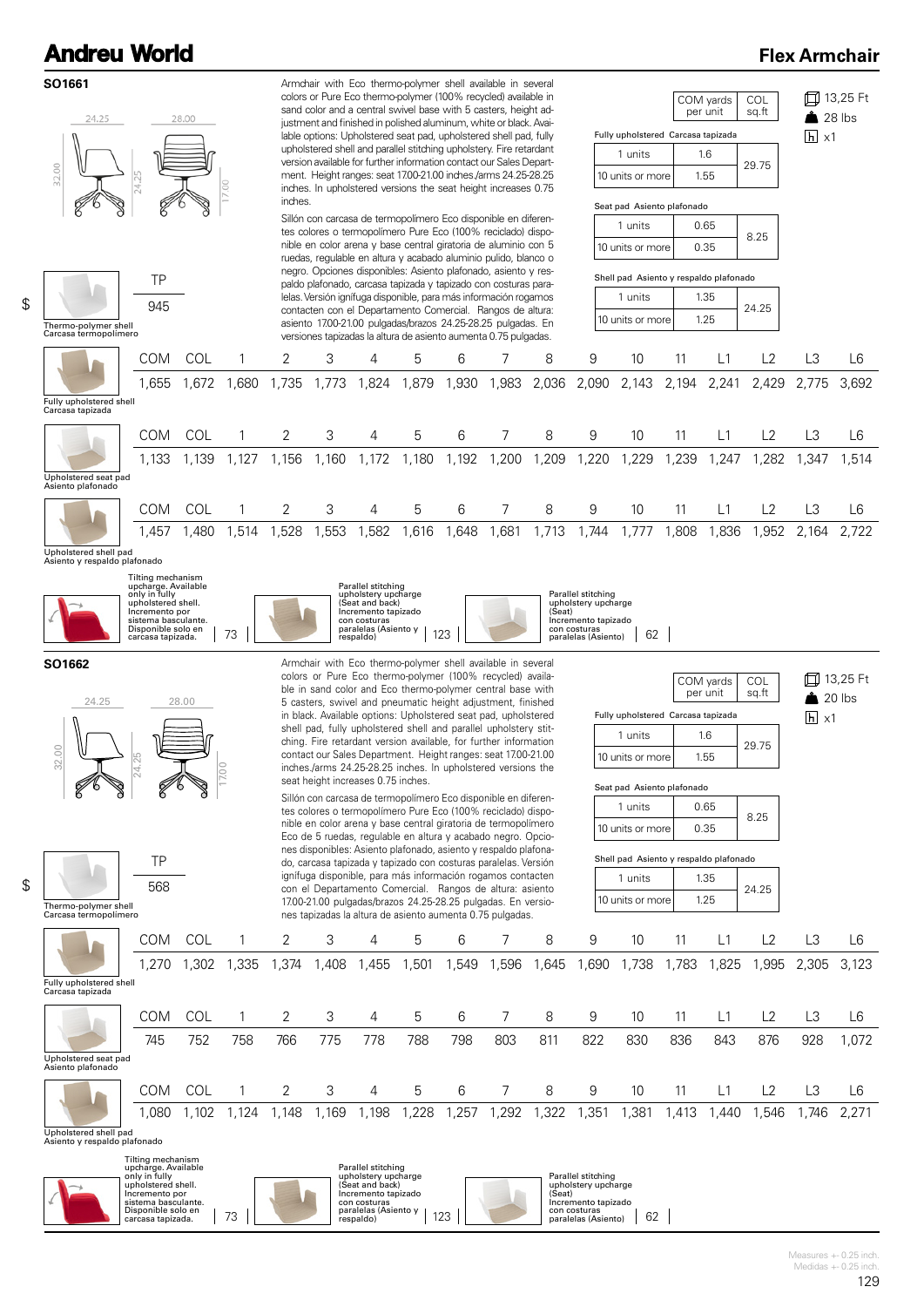# Andreu World

## Flex Armchair

### SO1661

24.25 | 28.00 | 32.00 | 24.25 | 17.00

Armchair with Eco thermo-polymer shell available in several colors or Pure Eco thermo-polymer (100% recycled) available in sand color and a central swivel base with 5 casters, height adjustment and finished in polished aluminum, white or black. Available options: Upholstered seat pad, upholstered shell pad, fully upholstered shell and parallel stitching upholstery. Fire retardant version available for further information contact our Sales Department. Height ranges: seat 17.00-21.00 inches./arms 24.25-28.25 inches. In upholstered versions the seat height increases 0.75 inches.

Sillón con carcasa de termopolímero Eco disponible en diferentes colores o termopolímero Pure Eco (100% reciclado) disponible en color arena y base central giratoria de aluminio con 5 ruedas, regulable en altura y acabado aluminio pulido, blanco o negro. Opciones disponibles: Asiento plafonado, asiento y respaldo plafonado, carcasa tapizada y tapizado con costuras paralelas. Versión ignífuga disponible, para más información rogamos contacten con el Departamento Comercial. Rangos de altura: asiento 17.00-21.00 pulgadas/brazos 24.25-28.25 pulgadas. En versiones tapizadas la altura de asiento aumenta 0.75 pulgadas.

| | COM yards per unit | COL sq.ft |
|---|---|---|
| **Fully upholstered Carcasa tapizada** | | |
| 1 units | 1.6 | 29.75 |
| 10 units or more | 1.55 | |
| **Seat pad Asiento plafonado** | | |
| 1 units | 0.65 | 8.25 |
| 10 units or more | 0.35 | |
| **Shell pad Asiento y respaldo plafonado** | | |
| 1 units | 1.35 | 24.25 |
| 10 units or more | 1.25 | |

13,25 Ft · 28 lbs · x1

$

| Thermo-polymer shell / Carcasa termopolímero | TP |
|---|---|
| | 945 |

| | COM | COL | 1 | 2 | 3 | 4 | 5 | 6 | 7 | 8 | 9 | 10 | 11 | L1 | L2 | L3 | L6 |
|---|---|---|---|---|---|---|---|---|---|---|---|---|---|---|---|---|---|
| Fully upholstered shell / Carcasa tapizada | 1,655 | 1,672 | 1,680 | 1,735 | 1,773 | 1,824 | 1,879 | 1,930 | 1,983 | 2,036 | 2,090 | 2,143 | 2,194 | 2,241 | 2,429 | 2,775 | 3,692 |
| Upholstered seat pad / Asiento plafonado | 1,133 | 1,139 | 1,127 | 1,156 | 1,160 | 1,172 | 1,180 | 1,192 | 1,200 | 1,209 | 1,220 | 1,229 | 1,239 | 1,247 | 1,282 | 1,347 | 1,514 |
| Upholstered shell pad / Asiento y respaldo plafonado | 1,457 | 1,480 | 1,514 | 1,528 | 1,553 | 1,582 | 1,616 | 1,648 | 1,681 | 1,713 | 1,744 | 1,777 | 1,808 | 1,836 | 1,952 | 2,164 | 2,722 |

| Option | Price |
|---|---|
| Tilting mechanism upcharge. Available only in fully upholstered shell. / Incremento por sistema basculante. Disponible solo en carcasa tapizada. | 73 |
| Parallel stitching upholstery upcharge (Seat and back) / Incremento tapizado con costuras paralelas (Asiento y respaldo) | 123 |
| Parallel stitching upholstery upcharge (Seat) / Incremento tapizado con costuras paralelas (Asiento) | 62 |

### SO1662

24.25 | 28.00 | 32.00 | 24.25 | 17.00

Armchair with Eco thermo-polymer shell available in several colors or Pure Eco thermo-polymer (100% recycled) available in sand color and Eco thermo-polymer central base with 5 casters, swivel and pneumatic height adjustment, finished in black. Available options: Upholstered seat pad, upholstered shell pad, fully upholstered shell and parallel upholstery stitching. Fire retardant version available, for further information contact our Sales Department. Height ranges: seat 17.00-21.00 inches./arms 24.25-28.25 inches. In upholstered versions the seat height increases 0.75 inches.

Sillón con carcasa de termopolímero Eco disponible en diferentes colores o termopolímero Pure Eco (100% reciclado) disponible en color arena y base central giratoria de termopolímero Eco de 5 ruedas, regulable en altura y acabado negro. Opciones disponibles: Asiento plafonado, asiento y respaldo plafonado, carcasa tapizada y tapizado con costuras paralelas. Versión ignífuga disponible, para más información rogamos contacten con el Departamento Comercial. Rangos de altura: asiento 17.00-21.00 pulgadas/brazos 24.25-28.25 pulgadas. En versiones tapizadas la altura de asiento aumenta 0.75 pulgadas.

| | COM yards per unit | COL sq.ft |
|---|---|---|
| **Fully upholstered Carcasa tapizada** | | |
| 1 units | 1.6 | 29.75 |
| 10 units or more | 1.55 | |
| **Seat pad Asiento plafonado** | | |
| 1 units | 0.65 | 8.25 |
| 10 units or more | 0.35 | |
| **Shell pad Asiento y respaldo plafonado** | | |
| 1 units | 1.35 | 24.25 |
| 10 units or more | 1.25 | |

13,25 Ft · 20 lbs · x1

$

| Thermo-polymer shell / Carcasa termopolímero | TP |
|---|---|
| | 568 |

| | COM | COL | 1 | 2 | 3 | 4 | 5 | 6 | 7 | 8 | 9 | 10 | 11 | L1 | L2 | L3 | L6 |
|---|---|---|---|---|---|---|---|---|---|---|---|---|---|---|---|---|---|
| Fully upholstered shell / Carcasa tapizada | 1,270 | 1,302 | 1,335 | 1,374 | 1,408 | 1,455 | 1,501 | 1,549 | 1,596 | 1,645 | 1,690 | 1,738 | 1,783 | 1,825 | 1,995 | 2,305 | 3,123 |
| Upholstered seat pad / Asiento plafonado | 745 | 752 | 758 | 766 | 775 | 778 | 788 | 798 | 803 | 811 | 822 | 830 | 836 | 843 | 876 | 928 | 1,072 |
| Upholstered shell pad / Asiento y respaldo plafonado | 1,080 | 1,102 | 1,124 | 1,148 | 1,169 | 1,198 | 1,228 | 1,257 | 1,292 | 1,322 | 1,351 | 1,381 | 1,413 | 1,440 | 1,546 | 1,746 | 2,271 |

| Option | Price |
|---|---|
| Tilting mechanism upcharge. Available only in fully upholstered shell. / Incremento por sistema basculante. Disponible solo en carcasa tapizada. | 73 |
| Parallel stitching upholstery upcharge (Seat and back) / Incremento tapizado con costuras paralelas (Asiento y respaldo) | 123 |
| Parallel stitching upholstery upcharge (Seat) / Incremento tapizado con costuras paralelas (Asiento) | 62 |

Measures +- 0.25 inch.
Medidas +- 0.25 inch.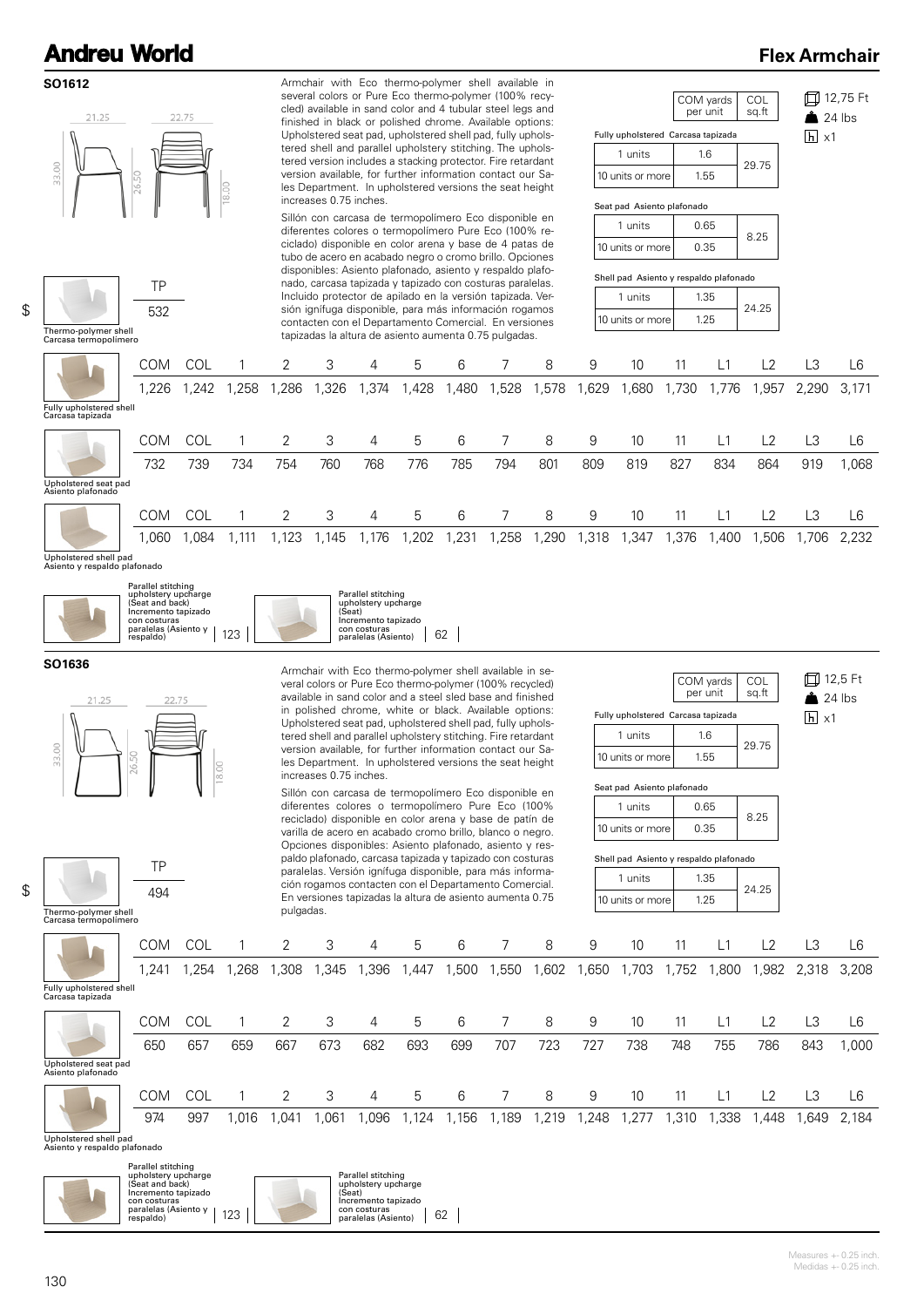# Flex Armchair

## SO1612

Dimensions: 21.25 / 22.75 / 33.00 / 26.50 / 18.00

Armchair with Eco thermo-polymer shell available in several colors or Pure Eco thermo-polymer (100% recycled) available in sand color and 4 tubular steel legs and finished in black or polished chrome. Available options: Upholstered seat pad, upholstered shell pad, fully upholstered shell and parallel upholstery stitching. The upholstered version includes a stacking protector. Fire retardant version available, for further information contact our Sales Department. In upholstered versions the seat height increases 0.75 inches.

Sillón con carcasa de termopolímero Eco disponible en diferentes colores o termopolímero Pure Eco (100% reciclado) disponible en color arena y base de 4 patas de tubo de acero en acabado negro o cromo brillo. Opciones disponibles: Asiento plafonado, asiento y respaldo plafonado, carcasa tapizada y tapizado con costuras paralelas. Incluido protector de apilado en la versión tapizada. Versión ignífuga disponible, para más información rogamos contacten con el Departamento Comercial. En versiones tapizadas la altura de asiento aumenta 0.75 pulgadas.

12,75 Ft · 24 lbs · x1

| | COM yards per unit | COL sq.ft |
|---|---|---|
| **Fully upholstered Carcasa tapizada** | | |
| 1 units | 1.6 | 29.75 |
| 10 units or more | 1.55 | |
| **Seat pad Asiento plafonado** | | |
| 1 units | 0.65 | 8.25 |
| 10 units or more | 0.35 | |
| **Shell pad Asiento y respaldo plafonado** | | |
| 1 units | 1.35 | 24.25 |
| 10 units or more | 1.25 | |

$

| Thermo-polymer shell Carcasa termopolímero | TP |
|---|---|
| | 532 |

| | COM | COL | 1 | 2 | 3 | 4 | 5 | 6 | 7 | 8 | 9 | 10 | 11 | L1 | L2 | L3 | L6 |
|---|---|---|---|---|---|---|---|---|---|---|---|---|---|---|---|---|---|
| Fully upholstered shell Carcasa tapizada | 1,226 | 1,242 | 1,258 | 1,286 | 1,326 | 1,374 | 1,428 | 1,480 | 1,528 | 1,578 | 1,629 | 1,680 | 1,730 | 1,776 | 1,957 | 2,290 | 3,171 |
| Upholstered seat pad Asiento plafonado | 732 | 739 | 734 | 754 | 760 | 768 | 776 | 785 | 794 | 801 | 809 | 819 | 827 | 834 | 864 | 919 | 1,068 |
| Upholstered shell pad Asiento y respaldo plafonado | 1,060 | 1,084 | 1,111 | 1,123 | 1,145 | 1,176 | 1,202 | 1,231 | 1,258 | 1,290 | 1,318 | 1,347 | 1,376 | 1,400 | 1,506 | 1,706 | 2,232 |

Parallel stitching upholstery upcharge (Seat and back) Incremento tapizado con costuras paralelas (Asiento y respaldo): 123

Parallel stitching upholstery upcharge (Seat) Incremento tapizado con costuras paralelas (Asiento): 62

## SO1636

Dimensions: 21.25 / 22.75 / 33.00 / 26.50 / 18.00

Armchair with Eco thermo-polymer shell available in several colors or Pure Eco thermo-polymer (100% recycled) available in sand color and a steel sled base and finished in polished chrome, white or black. Available options: Upholstered seat pad, upholstered shell pad, fully upholstered shell and parallel upholstery stitching. Fire retardant version available, for further information contact our Sales Department. In upholstered versions the seat height increases 0.75 inches.

Sillón con carcasa de termopolímero Eco disponible en diferentes colores o termopolímero Pure Eco (100% reciclado) disponible en color arena y base de patín de varilla de acero en acabado cromo brillo, blanco o negro. Opciones disponibles: Asiento plafonado, asiento y respaldo plafonado, carcasa tapizada y tapizado con costuras paralelas. Versión ignífuga disponible, para más información rogamos contacten con el Departamento Comercial. En versiones tapizadas la altura de asiento aumenta 0.75 pulgadas.

12,5 Ft · 24 lbs · x1

| | COM yards per unit | COL sq.ft |
|---|---|---|
| **Fully upholstered Carcasa tapizada** | | |
| 1 units | 1.6 | 29.75 |
| 10 units or more | 1.55 | |
| **Seat pad Asiento plafonado** | | |
| 1 units | 0.65 | 8.25 |
| 10 units or more | 0.35 | |
| **Shell pad Asiento y respaldo plafonado** | | |
| 1 units | 1.35 | 24.25 |
| 10 units or more | 1.25 | |

$

| Thermo-polymer shell Carcasa termopolímero | TP |
|---|---|
| | 494 |

| | COM | COL | 1 | 2 | 3 | 4 | 5 | 6 | 7 | 8 | 9 | 10 | 11 | L1 | L2 | L3 | L6 |
|---|---|---|---|---|---|---|---|---|---|---|---|---|---|---|---|---|---|
| Fully upholstered shell Carcasa tapizada | 1,241 | 1,254 | 1,268 | 1,308 | 1,345 | 1,396 | 1,447 | 1,500 | 1,550 | 1,602 | 1,650 | 1,703 | 1,752 | 1,800 | 1,982 | 2,318 | 3,208 |
| Upholstered seat pad Asiento plafonado | 650 | 657 | 659 | 667 | 673 | 682 | 693 | 699 | 707 | 723 | 727 | 738 | 748 | 755 | 786 | 843 | 1,000 |
| Upholstered shell pad Asiento y respaldo plafonado | 974 | 997 | 1,016 | 1,041 | 1,061 | 1,096 | 1,124 | 1,156 | 1,189 | 1,219 | 1,248 | 1,277 | 1,310 | 1,338 | 1,448 | 1,649 | 2,184 |

Parallel stitching upholstery upcharge (Seat and back) Incremento tapizado con costuras paralelas (Asiento y respaldo): 123

Parallel stitching upholstery upcharge (Seat) Incremento tapizado con costuras paralelas (Asiento): 62

Measures +- 0.25 inch.
Medidas +- 0.25 inch.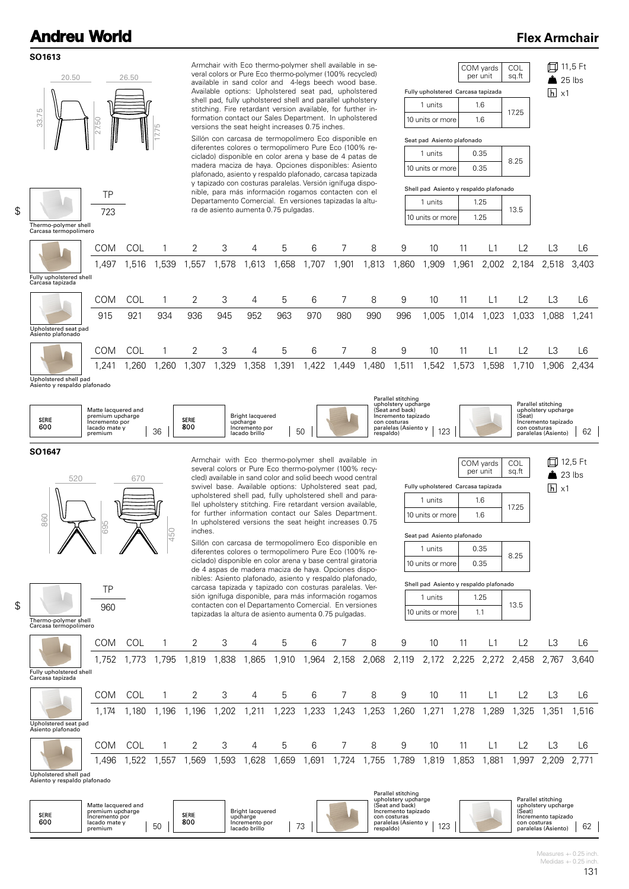# Andreu World

## Flex Armchair

### SO1613

20.50 | 26.50 | 33.75 | 27.50 | 17.75

Armchair with Eco thermo-polymer shell available in several colors or Pure Eco thermo-polymer (100% recycled) available in sand color and 4-legs beech wood base. Available options: Upholstered seat pad, upholstered shell pad, fully upholstered shell and parallel upholstery stitching. Fire retardant version available, for further information contact our Sales Department. In upholstered versions the seat height increases 0.75 inches.

Sillón con carcasa de termopolímero Eco disponible en diferentes colores o termopolímero Pure Eco (100% reciclado) disponible en color arena y base de 4 patas de madera maciza de haya. Opciones disponibles: Asiento plafonado, asiento y respaldo plafonado, carcasa tapizada y tapizado con costuras paralelas. Versión ignífuga disponible, para más información rogamos contacten con el Departamento Comercial. En versiones tapizadas la altura de asiento aumenta 0.75 pulgadas.

| | COM yards per unit | COL sq.ft |
|---|---|---|
| **Fully upholstered Carcasa tapizada** | | |
| 1 units | 1.6 | 17.25 |
| 10 units or more | 1.6 | |
| **Seat pad Asiento plafonado** | | |
| 1 units | 0.35 | 8.25 |
| 10 units or more | 0.35 | |
| **Shell pad Asiento y respaldo plafonado** | | |
| 1 units | 1.25 | 13.5 |
| 10 units or more | 1.25 | |

11,5 Ft | 25 lbs | x1

$

| Thermo-polymer shell Carcasa termopolímero | TP |
|---|---|
| | 723 |

| | COM | COL | 1 | 2 | 3 | 4 | 5 | 6 | 7 | 8 | 9 | 10 | 11 | L1 | L2 | L3 | L6 |
|---|---|---|---|---|---|---|---|---|---|---|---|---|---|---|---|---|---|
| Fully upholstered shell Carcasa tapizada | 1,497 | 1,516 | 1,539 | 1,557 | 1,578 | 1,613 | 1,658 | 1,707 | 1,901 | 1,813 | 1,860 | 1,909 | 1,961 | 2,002 | 2,184 | 2,518 | 3,403 |
| Upholstered seat pad Asiento plafonado | 915 | 921 | 934 | 936 | 945 | 952 | 963 | 970 | 980 | 990 | 996 | 1,005 | 1,014 | 1,023 | 1,033 | 1,088 | 1,241 |
| Upholstered shell pad Asiento y respaldo plafonado | 1,241 | 1,260 | 1,260 | 1,307 | 1,329 | 1,358 | 1,391 | 1,422 | 1,449 | 1,480 | 1,511 | 1,542 | 1,573 | 1,598 | 1,710 | 1,906 | 2,434 |

| SERIE 600 | Matte lacquered and premium upcharge Incremento por lacado mate y premium | 36 | SERIE 800 | Bright lacquered upcharge Incremento por lacado brillo | 50 | Parallel stitching upholstery upcharge (Seat and back) Incremento tapizado con costuras paralelas (Asiento y respaldo) | 123 | Parallel stitching upholstery upcharge (Seat) Incremento tapizado con costuras paralelas (Asiento) | 62 |
|---|---|---|---|---|---|---|---|---|---|

### SO1647

520 | 670 | 860 | 695 | 450

Armchair with Eco thermo-polymer shell available in several colors or Pure Eco thermo-polymer (100% recycled) available in sand color and solid beech wood central swivel base. Available options: Upholstered seat pad, upholstered shell pad, fully upholstered shell and parallel upholstery stitching. Fire retardant version available, for further information contact our Sales Department. In upholstered versions the seat height increases 0.75 inches.

Sillón con carcasa de termopolímero Eco disponible en diferentes colores o termopolímero Pure Eco (100% reciclado) disponible en color arena y base central giratoria de 4 aspas de madera maciza de haya. Opciones disponibles: Asiento plafonado, asiento y respaldo plafonado, carcasa tapizada y tapizado con costuras paralelas. Versión ignífuga disponible, para más información rogamos contacten con el Departamento Comercial. En versiones tapizadas la altura de asiento aumenta 0.75 pulgadas.

| | COM yards per unit | COL sq.ft |
|---|---|---|
| **Fully upholstered Carcasa tapizada** | | |
| 1 units | 1.6 | 17.25 |
| 10 units or more | 1.6 | |
| **Seat pad Asiento plafonado** | | |
| 1 units | 0.35 | 8.25 |
| 10 units or more | 0.35 | |
| **Shell pad Asiento y respaldo plafonado** | | |
| 1 units | 1.25 | 13.5 |
| 10 units or more | 1.1 | |

12,5 Ft | 23 lbs | x1

$

| Thermo-polymer shell Carcasa termopolímero | TP |
|---|---|
| | 960 |

| | COM | COL | 1 | 2 | 3 | 4 | 5 | 6 | 7 | 8 | 9 | 10 | 11 | L1 | L2 | L3 | L6 |
|---|---|---|---|---|---|---|---|---|---|---|---|---|---|---|---|---|---|
| Fully upholstered shell Carcasa tapizada | 1,752 | 1,773 | 1,795 | 1,819 | 1,838 | 1,865 | 1,910 | 1,964 | 2,158 | 2,068 | 2,119 | 2,172 | 2,225 | 2,272 | 2,458 | 2,767 | 3,640 |
| Upholstered seat pad Asiento plafonado | 1,174 | 1,180 | 1,196 | 1,196 | 1,202 | 1,211 | 1,223 | 1,233 | 1,243 | 1,253 | 1,260 | 1,271 | 1,278 | 1,289 | 1,325 | 1,351 | 1,516 |
| Upholstered shell pad Asiento y respaldo plafonado | 1,496 | 1,522 | 1,557 | 1,569 | 1,593 | 1,628 | 1,659 | 1,691 | 1,724 | 1,755 | 1,789 | 1,819 | 1,853 | 1,881 | 1,997 | 2,209 | 2,771 |

| SERIE 600 | Matte lacquered and premium upcharge Incremento por lacado mate y premium | 50 | SERIE 800 | Bright lacquered upcharge Incremento por lacado brillo | 73 | Parallel stitching upholstery upcharge (Seat and back) Incremento tapizado con costuras paralelas (Asiento y respaldo) | 123 | Parallel stitching upholstery upcharge (Seat) Incremento tapizado con costuras paralelas (Asiento) | 62 |
|---|---|---|---|---|---|---|---|---|---|

Measures +- 0.25 inch.
Medidas +- 0.25 inch.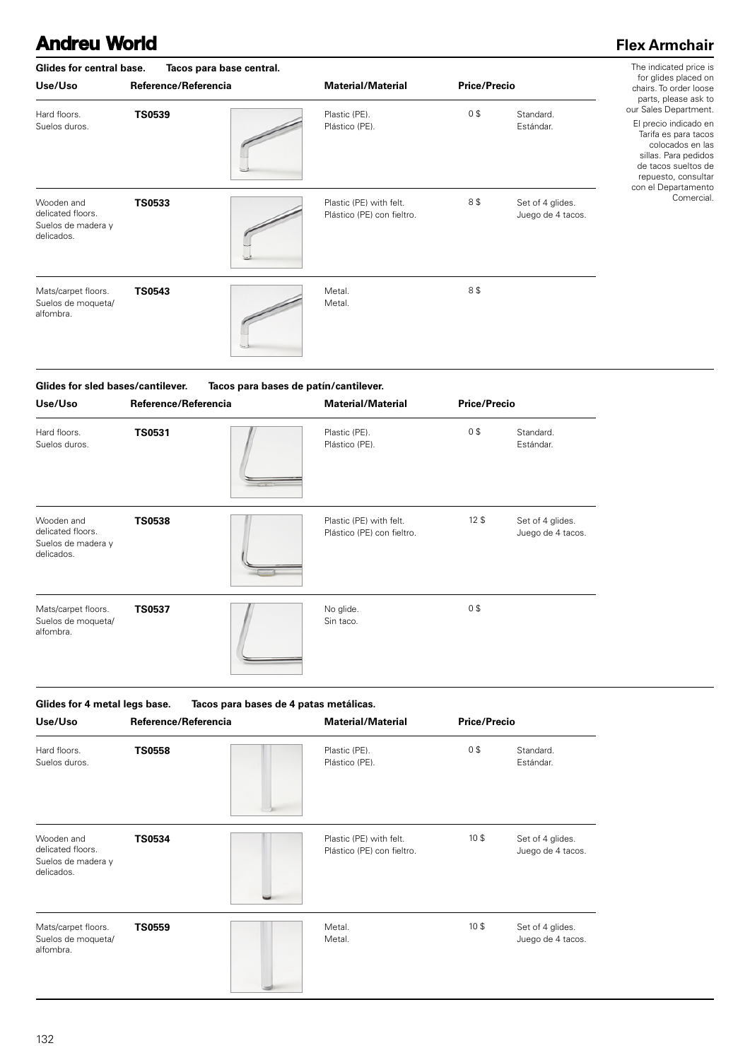# Andreu World

## Flex Armchair

The indicated price is for glides placed on chairs. To order loose parts, please ask to our Sales Department.

El precio indicado en Tarifa es para tacos colocados en las sillas. Para pedidos de tacos sueltos de repuesto, consultar con el Departamento Comercial.

### Glides for central base. Tacos para base central.

| Use/Uso | Reference/Referencia | Material/Material | Price/Precio | |
|---|---|---|---|---|
| Hard floors. Suelos duros. | **TS0539** | Plastic (PE). Plástico (PE). | 0 $ | Standard. Estándar. |
| Wooden and delicated floors. Suelos de madera y delicados. | **TS0533** | Plastic (PE) with felt. Plástico (PE) con fieltro. | 8 $ | Set of 4 glides. Juego de 4 tacos. |
| Mats/carpet floors. Suelos de moqueta/ alfombra. | **TS0543** | Metal. Metal. | 8 $ | |

### Glides for sled bases/cantilever. Tacos para bases de patín/cantilever.

| Use/Uso | Reference/Referencia | Material/Material | Price/Precio | |
|---|---|---|---|---|
| Hard floors. Suelos duros. | **TS0531** | Plastic (PE). Plástico (PE). | 0 $ | Standard. Estándar. |
| Wooden and delicated floors. Suelos de madera y delicados. | **TS0538** | Plastic (PE) with felt. Plástico (PE) con fieltro. | 12 $ | Set of 4 glides. Juego de 4 tacos. |
| Mats/carpet floors. Suelos de moqueta/ alfombra. | **TS0537** | No glide. Sin taco. | 0 $ | |

### Glides for 4 metal legs base. Tacos para bases de 4 patas metálicas.

| Use/Uso | Reference/Referencia | Material/Material | Price/Precio | |
|---|---|---|---|---|
| Hard floors. Suelos duros. | **TS0558** | Plastic (PE). Plástico (PE). | 0 $ | Standard. Estándar. |
| Wooden and delicated floors. Suelos de madera y delicados. | **TS0534** | Plastic (PE) with felt. Plástico (PE) con fieltro. | 10 $ | Set of 4 glides. Juego de 4 tacos. |
| Mats/carpet floors. Suelos de moqueta/ alfombra. | **TS0559** | Metal. Metal. | 10 $ | Set of 4 glides. Juego de 4 tacos. |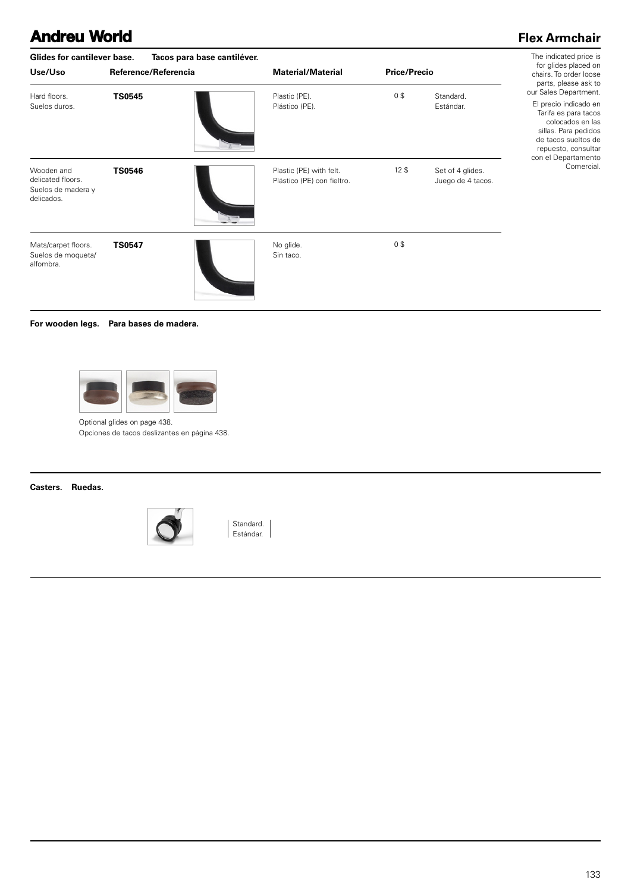**Glides for cantilever base.** **Tacos para base cantiléver.**

| Use/Uso | Reference/Referencia | Material/Material | Price/Precio | |
|---|---|---|---|---|
| Hard floors. Suelos duros. | **TS0545** | Plastic (PE). Plástico (PE). | 0 $ | Standard. Estándar. |
| Wooden and delicated floors. Suelos de madera y delicados. | **TS0546** | Plastic (PE) with felt. Plástico (PE) con fieltro. | 12 $ | Set of 4 glides. Juego de 4 tacos. |
| Mats/carpet floors. Suelos de moqueta/ alfombra. | **TS0547** | No glide. Sin taco. | 0 $ | |

The indicated price is for glides placed on chairs. To order loose parts, please ask to our Sales Department.

El precio indicado en Tarifa es para tacos colocados en las sillas. Para pedidos de tacos sueltos de repuesto, consultar con el Departamento Comercial.

**For wooden legs.** **Para bases de madera.**

Optional glides on page 438.
Opciones de tacos deslizantes en página 438.

**Casters.** **Ruedas.**

Standard.
Estándar.